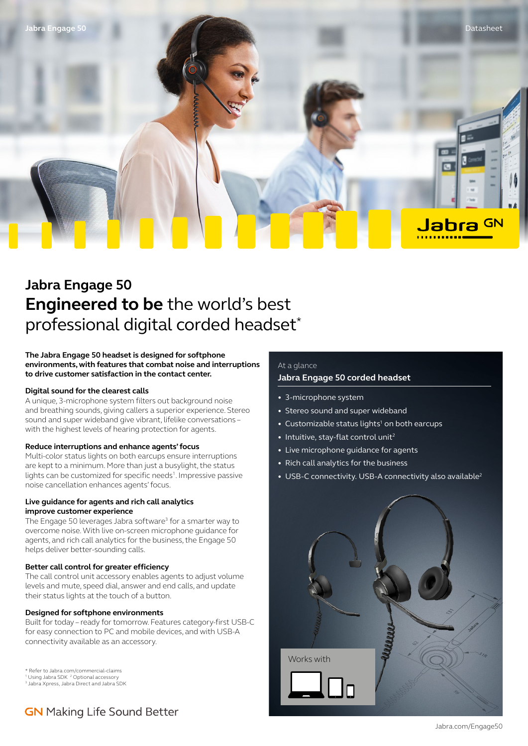# Jabra Engage 50

## **Engineered to be** the world's best professional digital corded headset*

**The Jabra Engage 50 headset is designed for softphone environments, with features that combat noise and interruptions to drive customer satisfaction in the contact center.**

**Digital sound for the clearest calls**
A unique, 3-microphone system filters out background noise and breathing sounds, giving callers a superior experience. Stereo sound and super wideband give vibrant, lifelike conversations – with the highest levels of hearing protection for agents.

**Reduce interruptions and enhance agents' focus**
Multi-color status lights on both earcups ensure interruptions are kept to a minimum. More than just a busylight, the status lights can be customized for specific needs[1]. Impressive passive noise cancellation enhances agents' focus.

**Live guidance for agents and rich call analytics improve customer experience**
The Engage 50 leverages Jabra software[3] for a smarter way to overcome noise. With live on-screen microphone guidance for agents, and rich call analytics for the business, the Engage 50 helps deliver better-sounding calls.

**Better call control for greater efficiency**
The call control unit accessory enables agents to adjust volume levels and mute, speed dial, answer and end calls, and update their status lights at the touch of a button.

**Designed for softphone environments**
Built for today – ready for tomorrow. Features category-first USB-C for easy connection to PC and mobile devices, and with USB-A connectivity available as an accessory.

At a glance

**Jabra Engage 50 corded headset**

- 3-microphone system
- Stereo sound and super wideband
- Customizable status lights[1] on both earcups
- Intuitive, stay-flat control unit[2]
- Live microphone guidance for agents
- Rich call analytics for the business
- USB-C connectivity. USB-A connectivity also available[2]

Works with

* Refer to Jabra.com/commercial-claims
[1] Using Jabra SDK [2] Optional accessory
[3] Jabra Xpress, Jabra Direct and Jabra SDK

GN Making Life Sound Better

Jabra.com/Engage50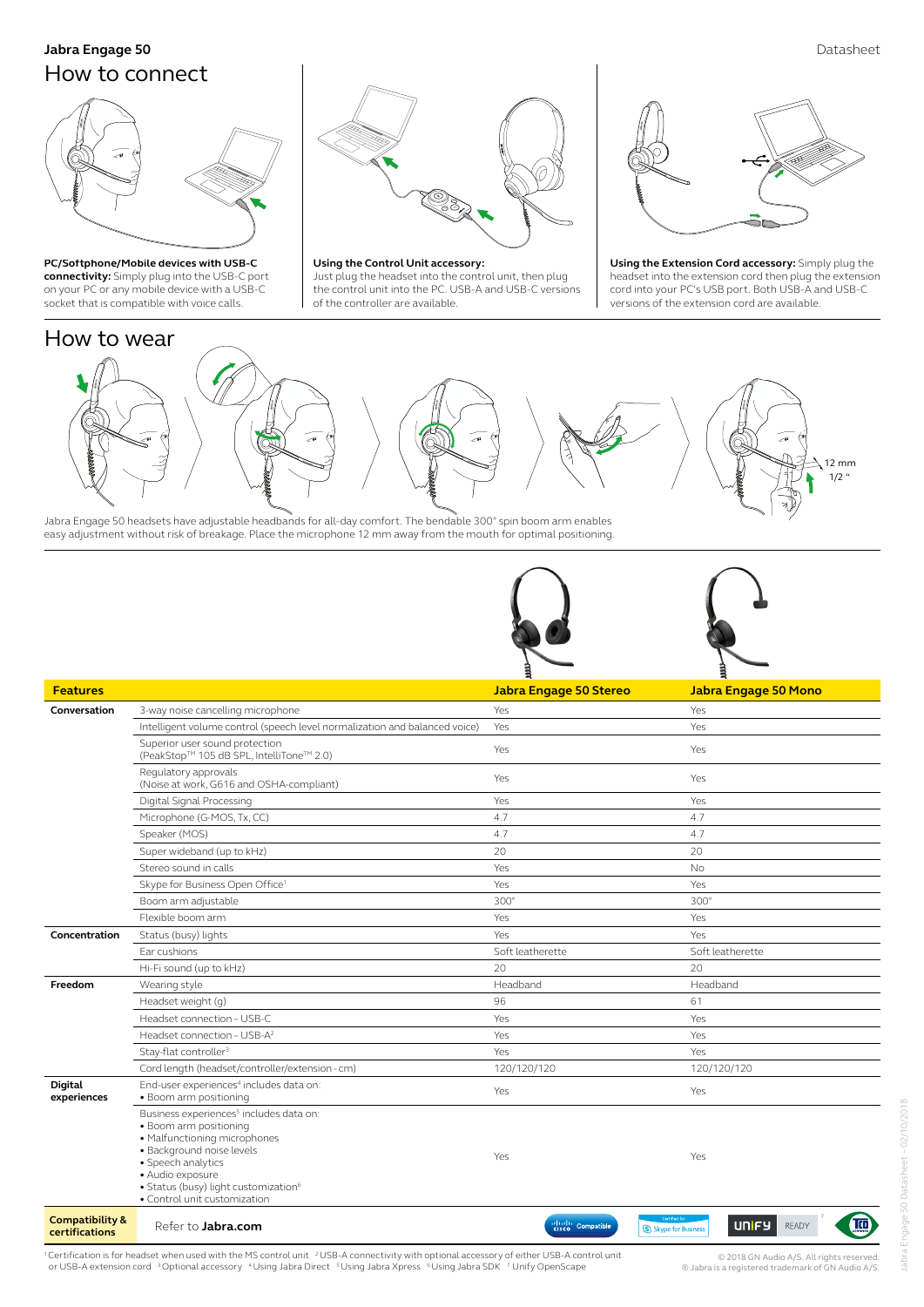**Jabra Engage 50**

Datasheet

# How to connect

**PC/Softphone/Mobile devices with USB-C connectivity:** Simply plug into the USB-C port on your PC or any mobile device with a USB-C socket that is compatible with voice calls.

**Using the Control Unit accessory:** Just plug the headset into the control unit, then plug the control unit into the PC. USB-A and USB-C versions of the controller are available.

**Using the Extension Cord accessory:** Simply plug the headset into the extension cord then plug the extension cord into your PC's USB port. Both USB-A and USB-C versions of the extension cord are available.

# How to wear

12 mm
1/2 "

Jabra Engage 50 headsets have adjustable headbands for all-day comfort. The bendable 300° spin boom arm enables easy adjustment without risk of breakage. Place the microphone 12 mm away from the mouth for optimal positioning.

| Features | | Jabra Engage 50 Stereo | Jabra Engage 50 Mono |
|---|---|---|---|
| **Conversation** | 3-way noise cancelling microphone | Yes | Yes |
| | Intelligent volume control (speech level normalization and balanced voice) | Yes | Yes |
| | Superior user sound protection (PeakStop™ 105 dB SPL, IntelliTone™ 2.0) | Yes | Yes |
| | Regulatory approvals (Noise at work, G616 and OSHA-compliant) | Yes | Yes |
| | Digital Signal Processing | Yes | Yes |
| | Microphone (G-MOS, Tx, CC) | 4.7 | 4.7 |
| | Speaker (MOS) | 4.7 | 4.7 |
| | Super wideband (up to kHz) | 20 | 20 |
| | Stereo sound in calls | Yes | No |
| | Skype for Business Open Office[1] | Yes | Yes |
| | Boom arm adjustable | 300° | 300° |
| | Flexible boom arm | Yes | Yes |
| **Concentration** | Status (busy) lights | Yes | Yes |
| | Ear cushions | Soft leatherette | Soft leatherette |
| | Hi-Fi sound (up to kHz) | 20 | 20 |
| **Freedom** | Wearing style | Headband | Headband |
| | Headset weight (g) | 96 | 61 |
| | Headset connection – USB-C | Yes | Yes |
| | Headset connection – USB-A[2] | Yes | Yes |
| | Stay-flat controller[3] | Yes | Yes |
| | Cord length (headset/controller/extension - cm) | 120/120/120 | 120/120/120 |
| **Digital experiences** | End-user experiences[4] includes data on: • Boom arm positioning | Yes | Yes |
| | Business experiences[5] includes data on: • Boom arm positioning • Malfunctioning microphones • Background noise levels • Speech analytics • Audio exposure • Status (busy) light customization[6] • Control unit customization | Yes | Yes |
| **Compatibility & certifications** | Refer to **Jabra.com** | Cisco Compatible, Certified for Skype for Business | Unify READY[7], TCO |

[1] Certification is for headset when used with the MS control unit [2] USB-A connectivity with optional accessory of either USB-A control unit or USB-A extension cord [3] Optional accessory [4] Using Jabra Direct [5] Using Jabra Xpress [6] Using Jabra SDK [7] Unify OpenScape

© 2018 GN Audio A/S. All rights reserved. ® Jabra is a registered trademark of GN Audio A/S.

Jabra Engage 50 Datasheet – 02/10/2018